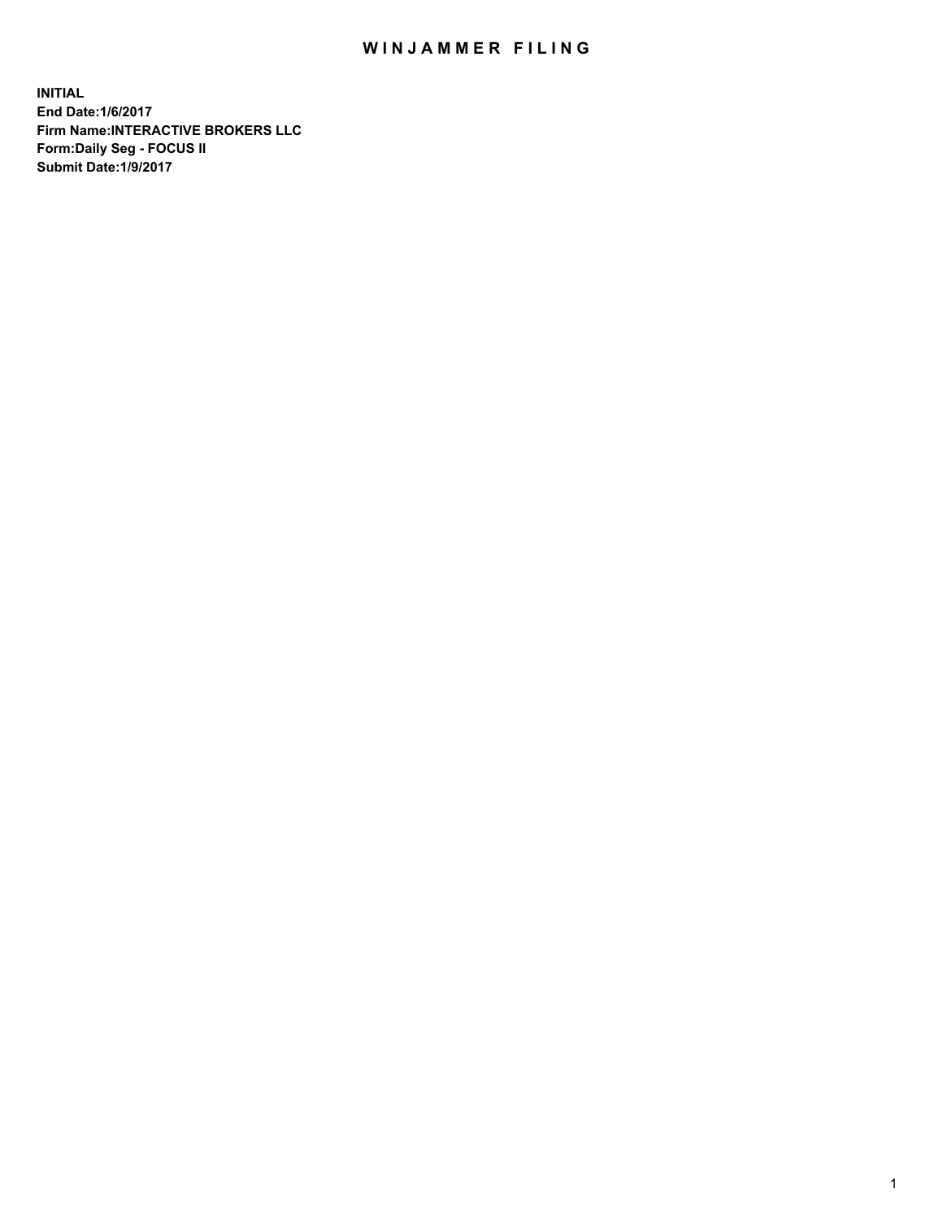# WINJAMMER FILING

**INITIAL**
**End Date:1/6/2017**
**Firm Name:INTERACTIVE BROKERS LLC**
**Form:Daily Seg - FOCUS II**
**Submit Date:1/9/2017**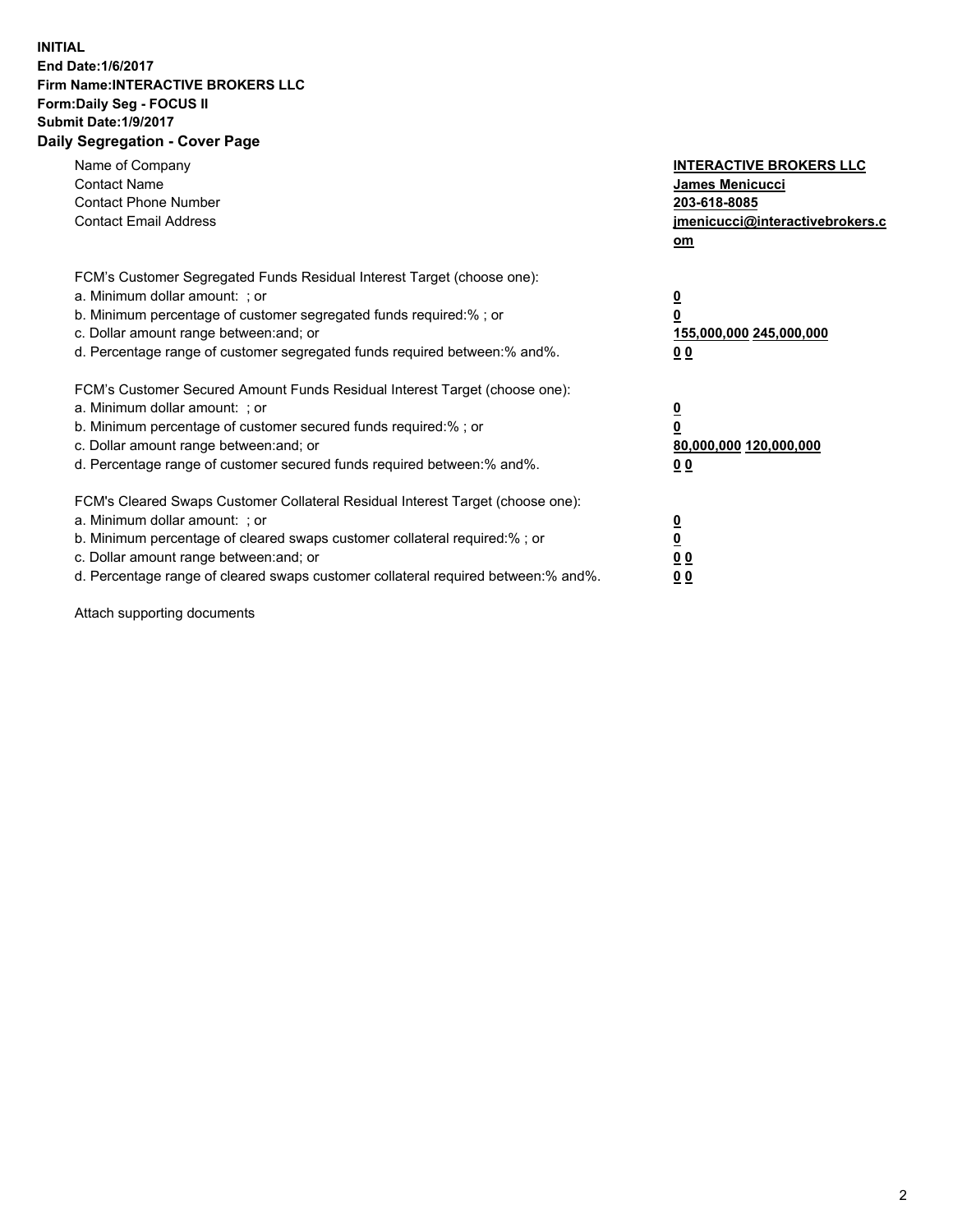**INITIAL**
**End Date:1/6/2017**
**Firm Name:INTERACTIVE BROKERS LLC**
**Form:Daily Seg - FOCUS II**
**Submit Date:1/9/2017**
**Daily Segregation - Cover Page**

| | |
|---|---|
| Name of Company | **INTERACTIVE BROKERS LLC** |
| Contact Name | **James Menicucci** |
| Contact Phone Number | **203-618-8085** |
| Contact Email Address | **jmenicucci@interactivebrokers.com** |

FCM's Customer Segregated Funds Residual Interest Target (choose one):

| | |
|---|---|
| a. Minimum dollar amount: ; or | **0** |
| b. Minimum percentage of customer segregated funds required:% ; or | **0** |
| c. Dollar amount range between:and; or | **155,000,000 245,000,000** |
| d. Percentage range of customer segregated funds required between:% and%. | **0 0** |

FCM's Customer Secured Amount Funds Residual Interest Target (choose one):

| | |
|---|---|
| a. Minimum dollar amount: ; or | **0** |
| b. Minimum percentage of customer secured funds required:% ; or | **0** |
| c. Dollar amount range between:and; or | **80,000,000 120,000,000** |
| d. Percentage range of customer secured funds required between:% and%. | **0 0** |

FCM's Cleared Swaps Customer Collateral Residual Interest Target (choose one):

| | |
|---|---|
| a. Minimum dollar amount: ; or | **0** |
| b. Minimum percentage of cleared swaps customer collateral required:% ; or | **0** |
| c. Dollar amount range between:and; or | **0 0** |
| d. Percentage range of cleared swaps customer collateral required between:% and%. | **0 0** |

Attach supporting documents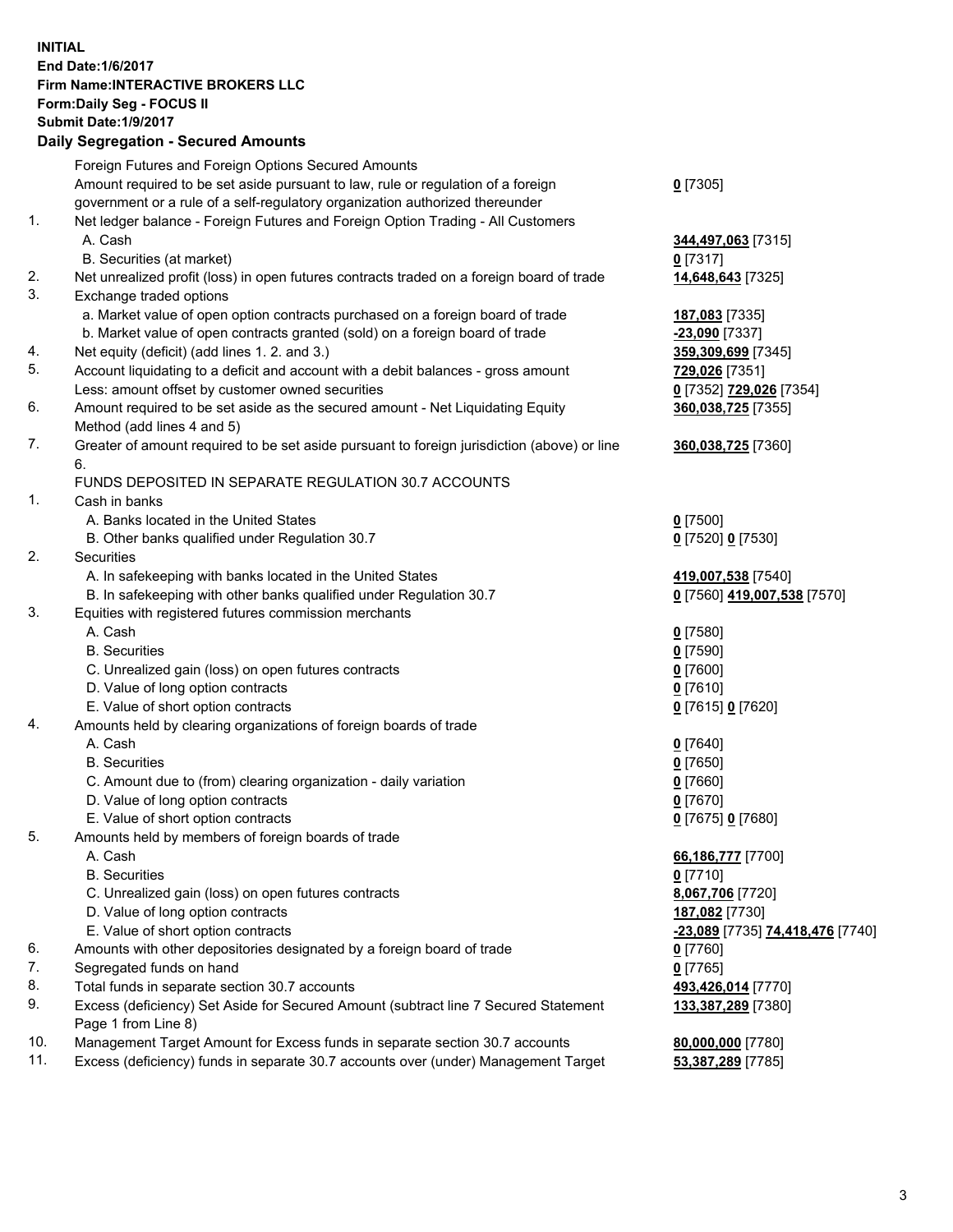**INITIAL**
**End Date:1/6/2017**
**Firm Name:INTERACTIVE BROKERS LLC**
**Form:Daily Seg - FOCUS II**
**Submit Date:1/9/2017**

## Daily Segregation - Secured Amounts

| | | |
|---|---|---|
| | Foreign Futures and Foreign Options Secured Amounts | |
| | Amount required to be set aside pursuant to law, rule or regulation of a foreign government or a rule of a self-regulatory organization authorized thereunder | **0** [7305] |
| 1. | Net ledger balance - Foreign Futures and Foreign Option Trading - All Customers | |
| | A. Cash | **344,497,063** [7315] |
| | B. Securities (at market) | **0** [7317] |
| 2. | Net unrealized profit (loss) in open futures contracts traded on a foreign board of trade | **14,648,643** [7325] |
| 3. | Exchange traded options | |
| | a. Market value of open option contracts purchased on a foreign board of trade | **187,083** [7335] |
| | b. Market value of open contracts granted (sold) on a foreign board of trade | **-23,090** [7337] |
| 4. | Net equity (deficit) (add lines 1. 2. and 3.) | **359,309,699** [7345] |
| 5. | Account liquidating to a deficit and account with a debit balances - gross amount | **729,026** [7351] |
| | Less: amount offset by customer owned securities | **0** [7352] **729,026** [7354] |
| 6. | Amount required to be set aside as the secured amount - Net Liquidating Equity Method (add lines 4 and 5) | **360,038,725** [7355] |
| 7. | Greater of amount required to be set aside pursuant to foreign jurisdiction (above) or line 6. | **360,038,725** [7360] |
| | FUNDS DEPOSITED IN SEPARATE REGULATION 30.7 ACCOUNTS | |
| 1. | Cash in banks | |
| | A. Banks located in the United States | **0** [7500] |
| | B. Other banks qualified under Regulation 30.7 | **0** [7520] **0** [7530] |
| 2. | Securities | |
| | A. In safekeeping with banks located in the United States | **419,007,538** [7540] |
| | B. In safekeeping with other banks qualified under Regulation 30.7 | **0** [7560] **419,007,538** [7570] |
| 3. | Equities with registered futures commission merchants | |
| | A. Cash | **0** [7580] |
| | B. Securities | **0** [7590] |
| | C. Unrealized gain (loss) on open futures contracts | **0** [7600] |
| | D. Value of long option contracts | **0** [7610] |
| | E. Value of short option contracts | **0** [7615] **0** [7620] |
| 4. | Amounts held by clearing organizations of foreign boards of trade | |
| | A. Cash | **0** [7640] |
| | B. Securities | **0** [7650] |
| | C. Amount due to (from) clearing organization - daily variation | **0** [7660] |
| | D. Value of long option contracts | **0** [7670] |
| | E. Value of short option contracts | **0** [7675] **0** [7680] |
| 5. | Amounts held by members of foreign boards of trade | |
| | A. Cash | **66,186,777** [7700] |
| | B. Securities | **0** [7710] |
| | C. Unrealized gain (loss) on open futures contracts | **8,067,706** [7720] |
| | D. Value of long option contracts | **187,082** [7730] |
| | E. Value of short option contracts | **-23,089** [7735] **74,418,476** [7740] |
| 6. | Amounts with other depositories designated by a foreign board of trade | **0** [7760] |
| 7. | Segregated funds on hand | **0** [7765] |
| 8. | Total funds in separate section 30.7 accounts | **493,426,014** [7770] |
| 9. | Excess (deficiency) Set Aside for Secured Amount (subtract line 7 Secured Statement Page 1 from Line 8) | **133,387,289** [7380] |
| 10. | Management Target Amount for Excess funds in separate section 30.7 accounts | **80,000,000** [7780] |
| 11. | Excess (deficiency) funds in separate 30.7 accounts over (under) Management Target | **53,387,289** [7785] |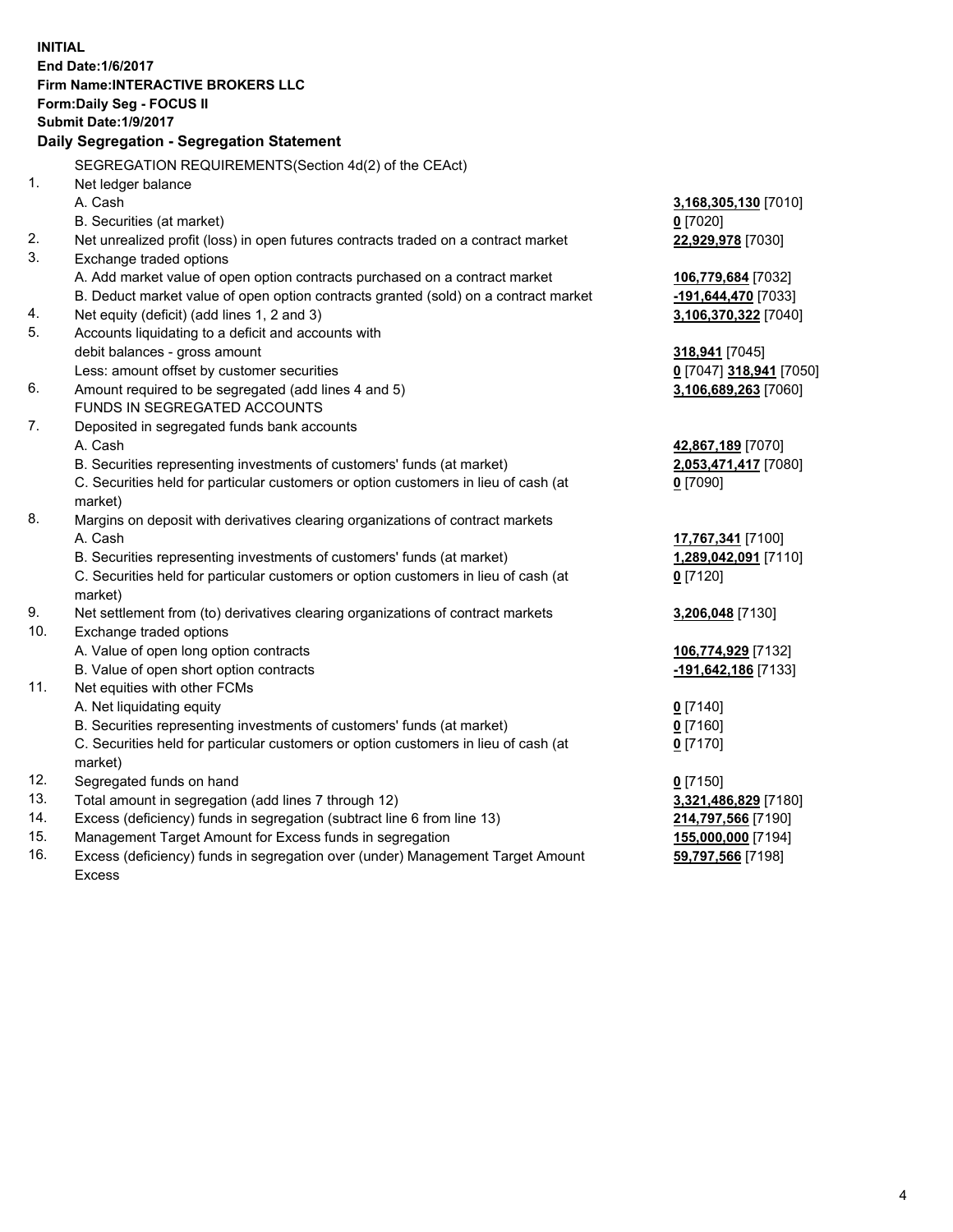**INITIAL**
**End Date:1/6/2017**
**Firm Name:INTERACTIVE BROKERS LLC**
**Form:Daily Seg - FOCUS II**
**Submit Date:1/9/2017**

**Daily Segregation - Segregation Statement**

| | | |
|---|---|---|
| | SEGREGATION REQUIREMENTS(Section 4d(2) of the CEAct) | |
| 1. | Net ledger balance | |
| | A. Cash | **3,168,305,130** [7010] |
| | B. Securities (at market) | **0** [7020] |
| 2. | Net unrealized profit (loss) in open futures contracts traded on a contract market | **22,929,978** [7030] |
| 3. | Exchange traded options | |
| | A. Add market value of open option contracts purchased on a contract market | **106,779,684** [7032] |
| | B. Deduct market value of open option contracts granted (sold) on a contract market | **-191,644,470** [7033] |
| 4. | Net equity (deficit) (add lines 1, 2 and 3) | **3,106,370,322** [7040] |
| 5. | Accounts liquidating to a deficit and accounts with | |
| | debit balances - gross amount | **318,941** [7045] |
| | Less: amount offset by customer securities | **0** [7047] **318,941** [7050] |
| 6. | Amount required to be segregated (add lines 4 and 5) | **3,106,689,263** [7060] |
| | FUNDS IN SEGREGATED ACCOUNTS | |
| 7. | Deposited in segregated funds bank accounts | |
| | A. Cash | **42,867,189** [7070] |
| | B. Securities representing investments of customers' funds (at market) | **2,053,471,417** [7080] |
| | C. Securities held for particular customers or option customers in lieu of cash (at market) | **0** [7090] |
| 8. | Margins on deposit with derivatives clearing organizations of contract markets | |
| | A. Cash | **17,767,341** [7100] |
| | B. Securities representing investments of customers' funds (at market) | **1,289,042,091** [7110] |
| | C. Securities held for particular customers or option customers in lieu of cash (at market) | **0** [7120] |
| 9. | Net settlement from (to) derivatives clearing organizations of contract markets | **3,206,048** [7130] |
| 10. | Exchange traded options | |
| | A. Value of open long option contracts | **106,774,929** [7132] |
| | B. Value of open short option contracts | **-191,642,186** [7133] |
| 11. | Net equities with other FCMs | |
| | A. Net liquidating equity | **0** [7140] |
| | B. Securities representing investments of customers' funds (at market) | **0** [7160] |
| | C. Securities held for particular customers or option customers in lieu of cash (at market) | **0** [7170] |
| 12. | Segregated funds on hand | **0** [7150] |
| 13. | Total amount in segregation (add lines 7 through 12) | **3,321,486,829** [7180] |
| 14. | Excess (deficiency) funds in segregation (subtract line 6 from line 13) | **214,797,566** [7190] |
| 15. | Management Target Amount for Excess funds in segregation | **155,000,000** [7194] |
| 16. | Excess (deficiency) funds in segregation over (under) Management Target Amount Excess | **59,797,566** [7198] |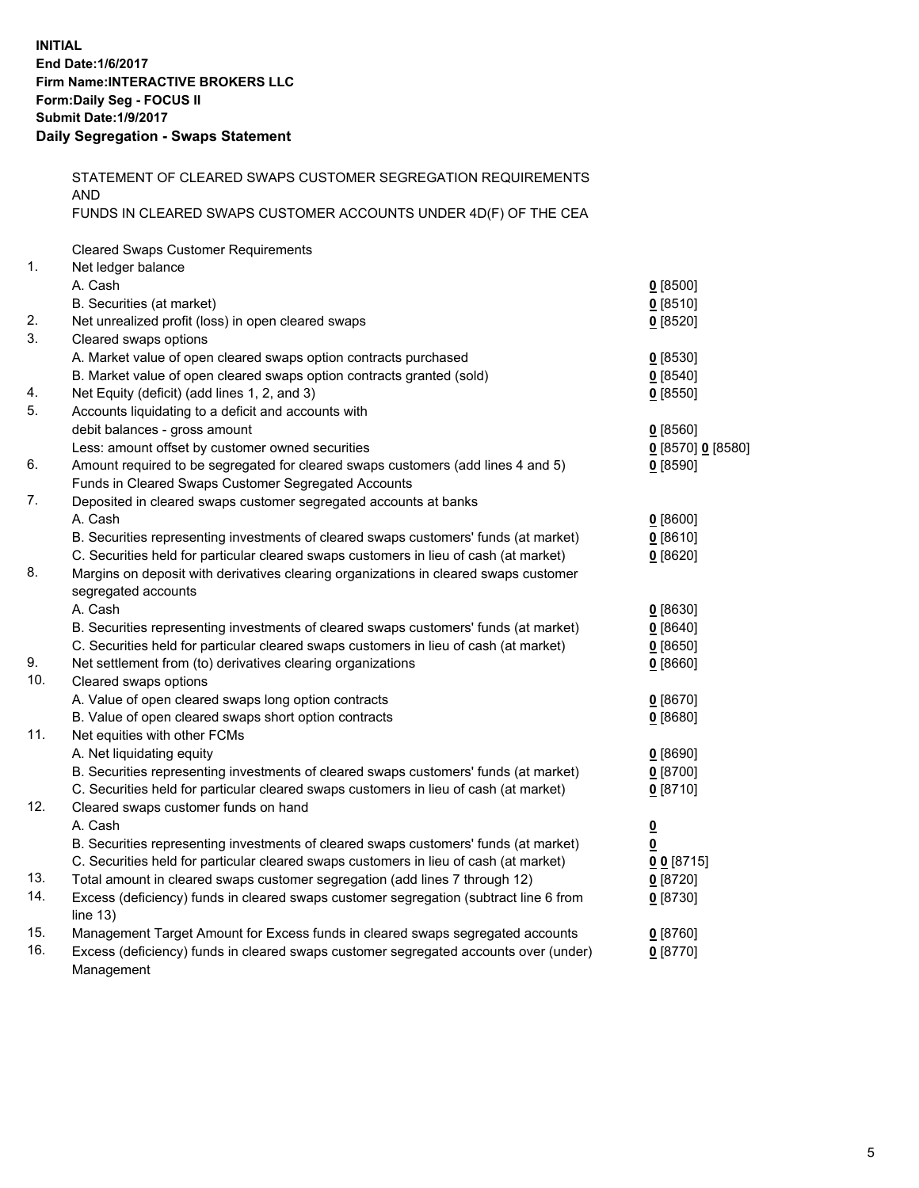**INITIAL**
**End Date:1/6/2017**
**Firm Name:INTERACTIVE BROKERS LLC**
**Form:Daily Seg - FOCUS II**
**Submit Date:1/9/2017**
**Daily Segregation - Swaps Statement**

STATEMENT OF CLEARED SWAPS CUSTOMER SEGREGATION REQUIREMENTS AND FUNDS IN CLEARED SWAPS CUSTOMER ACCOUNTS UNDER 4D(F) OF THE CEA

| | | |
|---|---|---|
| | Cleared Swaps Customer Requirements | |
| 1. | Net ledger balance | |
| | A. Cash | 0 [8500] |
| | B. Securities (at market) | 0 [8510] |
| 2. | Net unrealized profit (loss) in open cleared swaps | 0 [8520] |
| 3. | Cleared swaps options | |
| | A. Market value of open cleared swaps option contracts purchased | 0 [8530] |
| | B. Market value of open cleared swaps option contracts granted (sold) | 0 [8540] |
| 4. | Net Equity (deficit) (add lines 1, 2, and 3) | 0 [8550] |
| 5. | Accounts liquidating to a deficit and accounts with debit balances - gross amount | 0 [8560] |
| | Less: amount offset by customer owned securities | 0 [8570] 0 [8580] |
| 6. | Amount required to be segregated for cleared swaps customers (add lines 4 and 5) | 0 [8590] |
| | Funds in Cleared Swaps Customer Segregated Accounts | |
| 7. | Deposited in cleared swaps customer segregated accounts at banks | |
| | A. Cash | 0 [8600] |
| | B. Securities representing investments of cleared swaps customers' funds (at market) | 0 [8610] |
| | C. Securities held for particular cleared swaps customers in lieu of cash (at market) | 0 [8620] |
| 8. | Margins on deposit with derivatives clearing organizations in cleared swaps customer segregated accounts | |
| | A. Cash | 0 [8630] |
| | B. Securities representing investments of cleared swaps customers' funds (at market) | 0 [8640] |
| | C. Securities held for particular cleared swaps customers in lieu of cash (at market) | 0 [8650] |
| 9. | Net settlement from (to) derivatives clearing organizations | 0 [8660] |
| 10. | Cleared swaps options | |
| | A. Value of open cleared swaps long option contracts | 0 [8670] |
| | B. Value of open cleared swaps short option contracts | 0 [8680] |
| 11. | Net equities with other FCMs | |
| | A. Net liquidating equity | 0 [8690] |
| | B. Securities representing investments of cleared swaps customers' funds (at market) | 0 [8700] |
| | C. Securities held for particular cleared swaps customers in lieu of cash (at market) | 0 [8710] |
| 12. | Cleared swaps customer funds on hand | |
| | A. Cash | 0 |
| | B. Securities representing investments of cleared swaps customers' funds (at market) | 0 |
| | C. Securities held for particular cleared swaps customers in lieu of cash (at market) | 0 0 [8715] |
| 13. | Total amount in cleared swaps customer segregation (add lines 7 through 12) | 0 [8720] |
| 14. | Excess (deficiency) funds in cleared swaps customer segregation (subtract line 6 from line 13) | 0 [8730] |
| 15. | Management Target Amount for Excess funds in cleared swaps segregated accounts | 0 [8760] |
| 16. | Excess (deficiency) funds in cleared swaps customer segregated accounts over (under) Management | 0 [8770] |